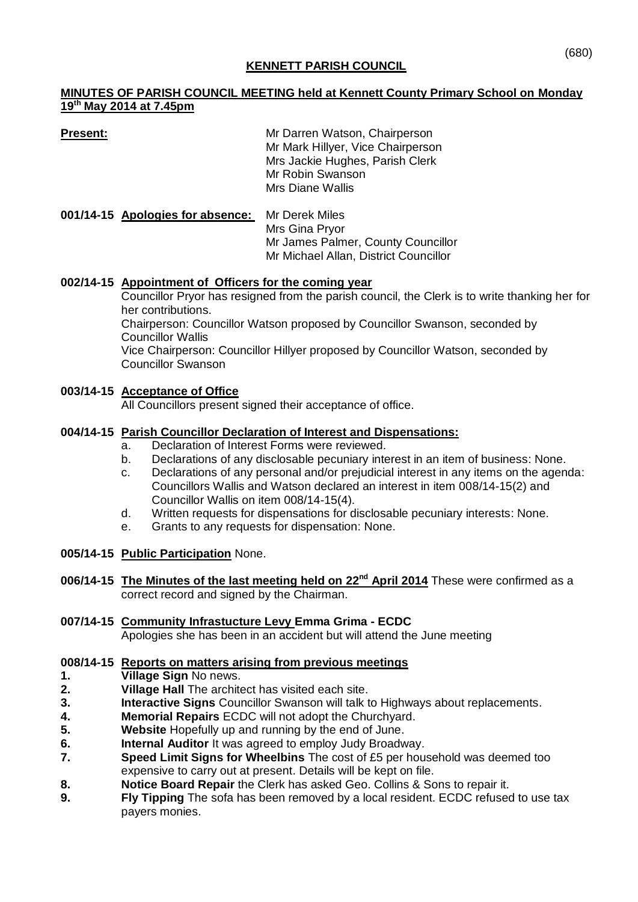(680)

# KENNETT PARISH COUNCIL

## MINUTES OF PARISH COUNCIL MEETING held at Kennett County Primary School on Monday 19th May 2014 at 7.45pm

**Present:**

Mr Darren Watson, Chairperson
Mr Mark Hillyer, Vice Chairperson
Mrs Jackie Hughes, Parish Clerk
Mr Robin Swanson
Mrs Diane Wallis

**001/14-15 Apologies for absence:**

Mr Derek Miles
Mrs Gina Pryor
Mr James Palmer, County Councillor
Mr Michael Allan, District Councillor

**002/14-15 Appointment of Officers for the coming year**

Councillor Pryor has resigned from the parish council, the Clerk is to write thanking her for her contributions.

Chairperson: Councillor Watson proposed by Councillor Swanson, seconded by Councillor Wallis

Vice Chairperson: Councillor Hillyer proposed by Councillor Watson, seconded by Councillor Swanson

**003/14-15 Acceptance of Office**

All Councillors present signed their acceptance of office.

**004/14-15 Parish Councillor Declaration of Interest and Dispensations:**

a. Declaration of Interest Forms were reviewed.
b. Declarations of any disclosable pecuniary interest in an item of business: None.
c. Declarations of any personal and/or prejudicial interest in any items on the agenda: Councillors Wallis and Watson declared an interest in item 008/14-15(2) and Councillor Wallis on item 008/14-15(4).
d. Written requests for dispensations for disclosable pecuniary interests: None.
e. Grants to any requests for dispensation: None.

**005/14-15 Public Participation** None.

**006/14-15 The Minutes of the last meeting held on 22nd April 2014** These were confirmed as a correct record and signed by the Chairman.

**007/14-15 Community Infrastucture Levy Emma Grima - ECDC**

Apologies she has been in an accident but will attend the June meeting

**008/14-15 Reports on matters arising from previous meetings**

1. **Village Sign** No news.
2. **Village Hall** The architect has visited each site.
3. **Interactive Signs** Councillor Swanson will talk to Highways about replacements.
4. **Memorial Repairs** ECDC will not adopt the Churchyard.
5. **Website** Hopefully up and running by the end of June.
6. **Internal Auditor** It was agreed to employ Judy Broadway.
7. **Speed Limit Signs for Wheelbins** The cost of £5 per household was deemed too expensive to carry out at present. Details will be kept on file.
8. **Notice Board Repair** the Clerk has asked Geo. Collins & Sons to repair it.
9. **Fly Tipping** The sofa has been removed by a local resident. ECDC refused to use tax payers monies.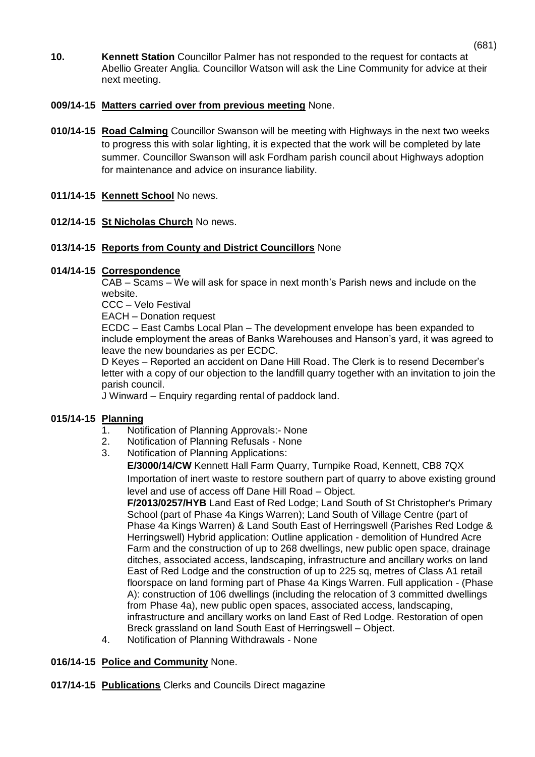**10.** **Kennett Station** Councillor Palmer has not responded to the request for contacts at Abellio Greater Anglia. Councillor Watson will ask the Line Community for advice at their next meeting.

**009/14-15** **Matters carried over from previous meeting** None.

**010/14-15** **Road Calming** Councillor Swanson will be meeting with Highways in the next two weeks to progress this with solar lighting, it is expected that the work will be completed by late summer. Councillor Swanson will ask Fordham parish council about Highways adoption for maintenance and advice on insurance liability.

**011/14-15** **Kennett School** No news.

**012/14-15** **St Nicholas Church** No news.

**013/14-15** **Reports from County and District Councillors** None

**014/14-15** **Correspondence**

CAB – Scams – We will ask for space in next month's Parish news and include on the website.

CCC – Velo Festival

EACH – Donation request

ECDC – East Cambs Local Plan – The development envelope has been expanded to include employment the areas of Banks Warehouses and Hanson's yard, it was agreed to leave the new boundaries as per ECDC.

D Keyes – Reported an accident on Dane Hill Road. The Clerk is to resend December's letter with a copy of our objection to the landfill quarry together with an invitation to join the parish council.

J Winward – Enquiry regarding rental of paddock land.

**015/14-15** **Planning**

1. Notification of Planning Approvals:- None
2. Notification of Planning Refusals - None
3. Notification of Planning Applications:

   **E/3000/14/CW** Kennett Hall Farm Quarry, Turnpike Road, Kennett, CB8 7QX Importation of inert waste to restore southern part of quarry to above existing ground level and use of access off Dane Hill Road – Object.

   **F/2013/0257/HYB** Land East of Red Lodge; Land South of St Christopher's Primary School (part of Phase 4a Kings Warren); Land South of Village Centre (part of Phase 4a Kings Warren) & Land South East of Herringswell (Parishes Red Lodge & Herringswell) Hybrid application: Outline application - demolition of Hundred Acre Farm and the construction of up to 268 dwellings, new public open space, drainage ditches, associated access, landscaping, infrastructure and ancillary works on land East of Red Lodge and the construction of up to 225 sq, metres of Class A1 retail floorspace on land forming part of Phase 4a Kings Warren. Full application - (Phase A): construction of 106 dwellings (including the relocation of 3 committed dwellings from Phase 4a), new public open spaces, associated access, landscaping, infrastructure and ancillary works on land East of Red Lodge. Restoration of open Breck grassland on land South East of Herringswell – Object.
4. Notification of Planning Withdrawals - None

**016/14-15** **Police and Community** None.

**017/14-15** **Publications** Clerks and Councils Direct magazine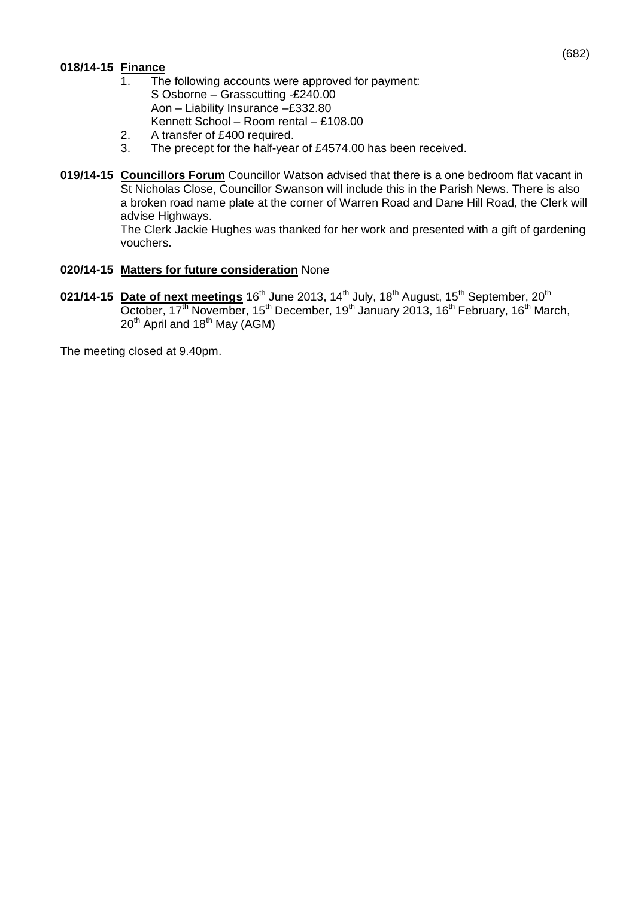**018/14-15 Finance**

1. The following accounts were approved for payment:
   S Osborne – Grasscutting -£240.00
   Aon – Liability Insurance –£332.80
   Kennett School – Room rental – £108.00
2. A transfer of £400 required.
3. The precept for the half-year of £4574.00 has been received.

**019/14-15 Councillors Forum** Councillor Watson advised that there is a one bedroom flat vacant in St Nicholas Close, Councillor Swanson will include this in the Parish News. There is also a broken road name plate at the corner of Warren Road and Dane Hill Road, the Clerk will advise Highways.
The Clerk Jackie Hughes was thanked for her work and presented with a gift of gardening vouchers.

**020/14-15 Matters for future consideration** None

**021/14-15 Date of next meetings** 16th June 2013, 14th July, 18th August, 15th September, 20th October, 17th November, 15th December, 19th January 2013, 16th February, 16th March, 20th April and 18th May (AGM)

The meeting closed at 9.40pm.